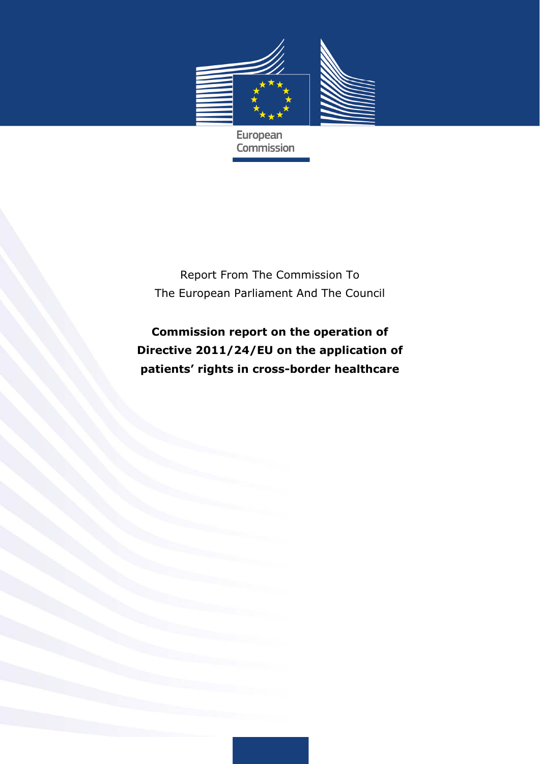European Commission

Report From The Commission To The European Parliament And The Council

# Commission report on the operation of Directive 2011/24/EU on the application of patients' rights in cross-border healthcare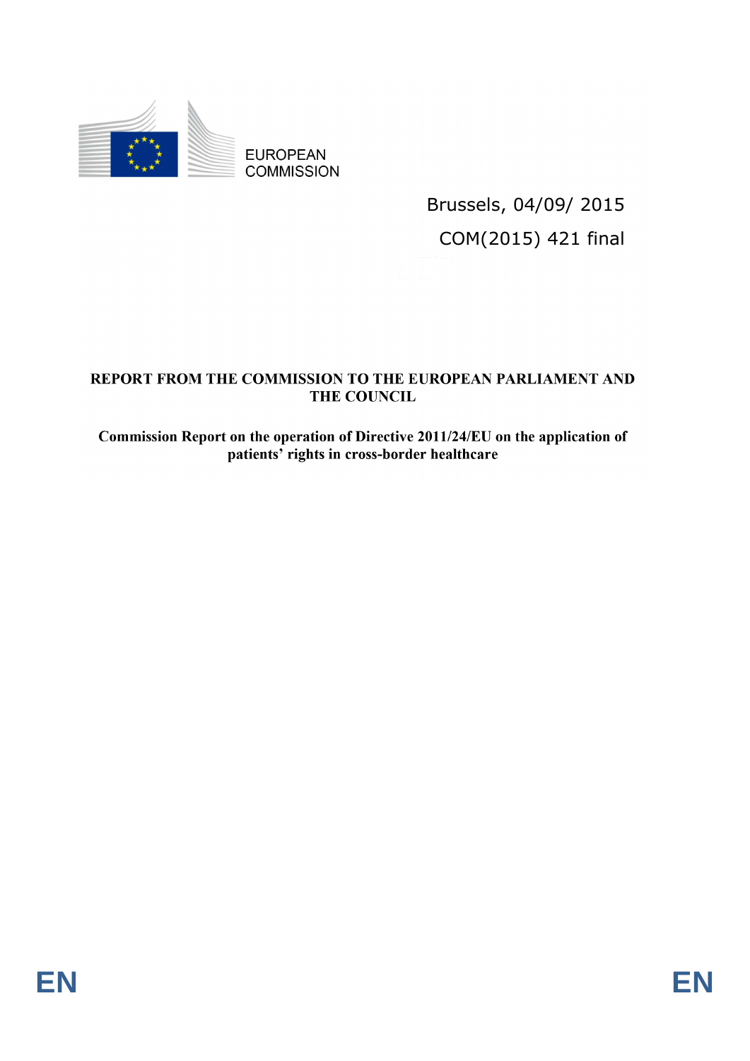EUROPEAN COMMISSION

Brussels, 04/09/ 2015

COM(2015) 421 final

**REPORT FROM THE COMMISSION TO THE EUROPEAN PARLIAMENT AND THE COUNCIL**

**Commission Report on the operation of Directive 2011/24/EU on the application of patients' rights in cross-border healthcare**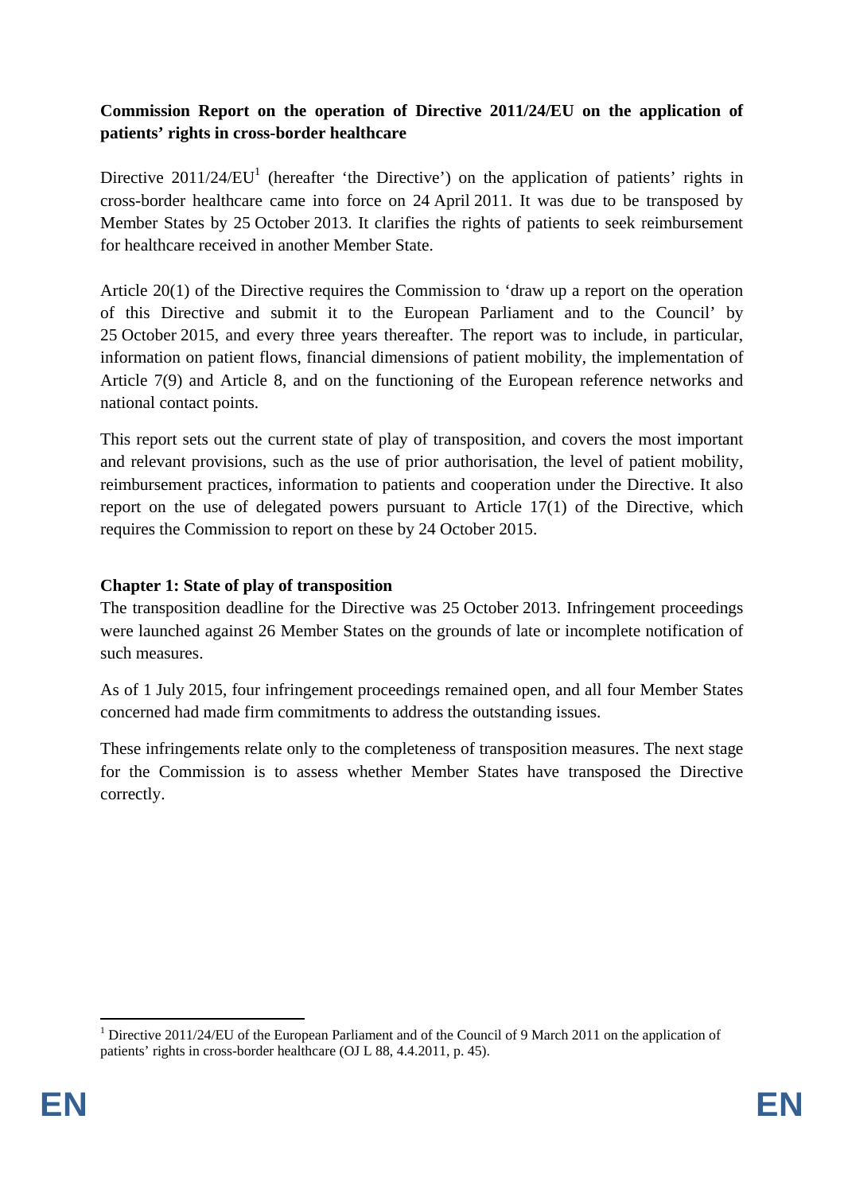**Commission Report on the operation of Directive 2011/24/EU on the application of patients' rights in cross-border healthcare**

Directive 2011/24/EU[1] (hereafter 'the Directive') on the application of patients' rights in cross-border healthcare came into force on 24 April 2011. It was due to be transposed by Member States by 25 October 2013. It clarifies the rights of patients to seek reimbursement for healthcare received in another Member State.

Article 20(1) of the Directive requires the Commission to 'draw up a report on the operation of this Directive and submit it to the European Parliament and to the Council' by 25 October 2015, and every three years thereafter. The report was to include, in particular, information on patient flows, financial dimensions of patient mobility, the implementation of Article 7(9) and Article 8, and on the functioning of the European reference networks and national contact points.

This report sets out the current state of play of transposition, and covers the most important and relevant provisions, such as the use of prior authorisation, the level of patient mobility, reimbursement practices, information to patients and cooperation under the Directive. It also report on the use of delegated powers pursuant to Article 17(1) of the Directive, which requires the Commission to report on these by 24 October 2015.

## Chapter 1: State of play of transposition

The transposition deadline for the Directive was 25 October 2013. Infringement proceedings were launched against 26 Member States on the grounds of late or incomplete notification of such measures.

As of 1 July 2015, four infringement proceedings remained open, and all four Member States concerned had made firm commitments to address the outstanding issues.

These infringements relate only to the completeness of transposition measures. The next stage for the Commission is to assess whether Member States have transposed the Directive correctly.

---

[1] Directive 2011/24/EU of the European Parliament and of the Council of 9 March 2011 on the application of patients' rights in cross-border healthcare (OJ L 88, 4.4.2011, p. 45).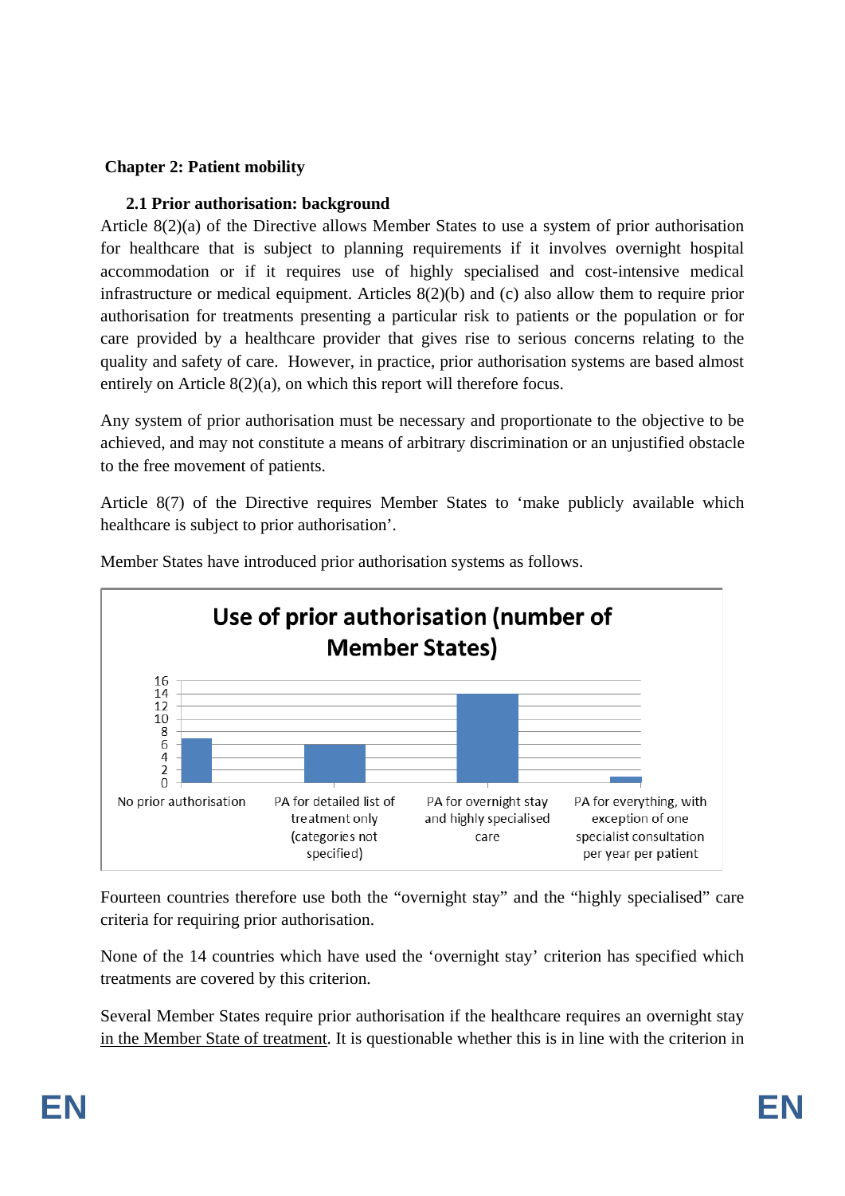## Chapter 2: Patient mobility

### 2.1 Prior authorisation: background

Article 8(2)(a) of the Directive allows Member States to use a system of prior authorisation for healthcare that is subject to planning requirements if it involves overnight hospital accommodation or if it requires use of highly specialised and cost-intensive medical infrastructure or medical equipment. Articles 8(2)(b) and (c) also allow them to require prior authorisation for treatments presenting a particular risk to patients or the population or for care provided by a healthcare provider that gives rise to serious concerns relating to the quality and safety of care. However, in practice, prior authorisation systems are based almost entirely on Article 8(2)(a), on which this report will therefore focus.

Any system of prior authorisation must be necessary and proportionate to the objective to be achieved, and may not constitute a means of arbitrary discrimination or an unjustified obstacle to the free movement of patients.

Article 8(7) of the Directive requires Member States to 'make publicly available which healthcare is subject to prior authorisation'.

Member States have introduced prior authorisation systems as follows.

**Use of prior authorisation (number of Member States)**

| Category | Number of Member States |
|---|---|
| No prior authorisation | 7 |
| PA for detailed list of treatment only (categories not specified) | 6 |
| PA for overnight stay and highly specialised care | 14 |
| PA for everything, with exception of one specialist consultation per year per patient | 1 |

Fourteen countries therefore use both the "overnight stay" and the "highly specialised" care criteria for requiring prior authorisation.

None of the 14 countries which have used the 'overnight stay' criterion has specified which treatments are covered by this criterion.

Several Member States require prior authorisation if the healthcare requires an overnight stay in the Member State of treatment. It is questionable whether this is in line with the criterion in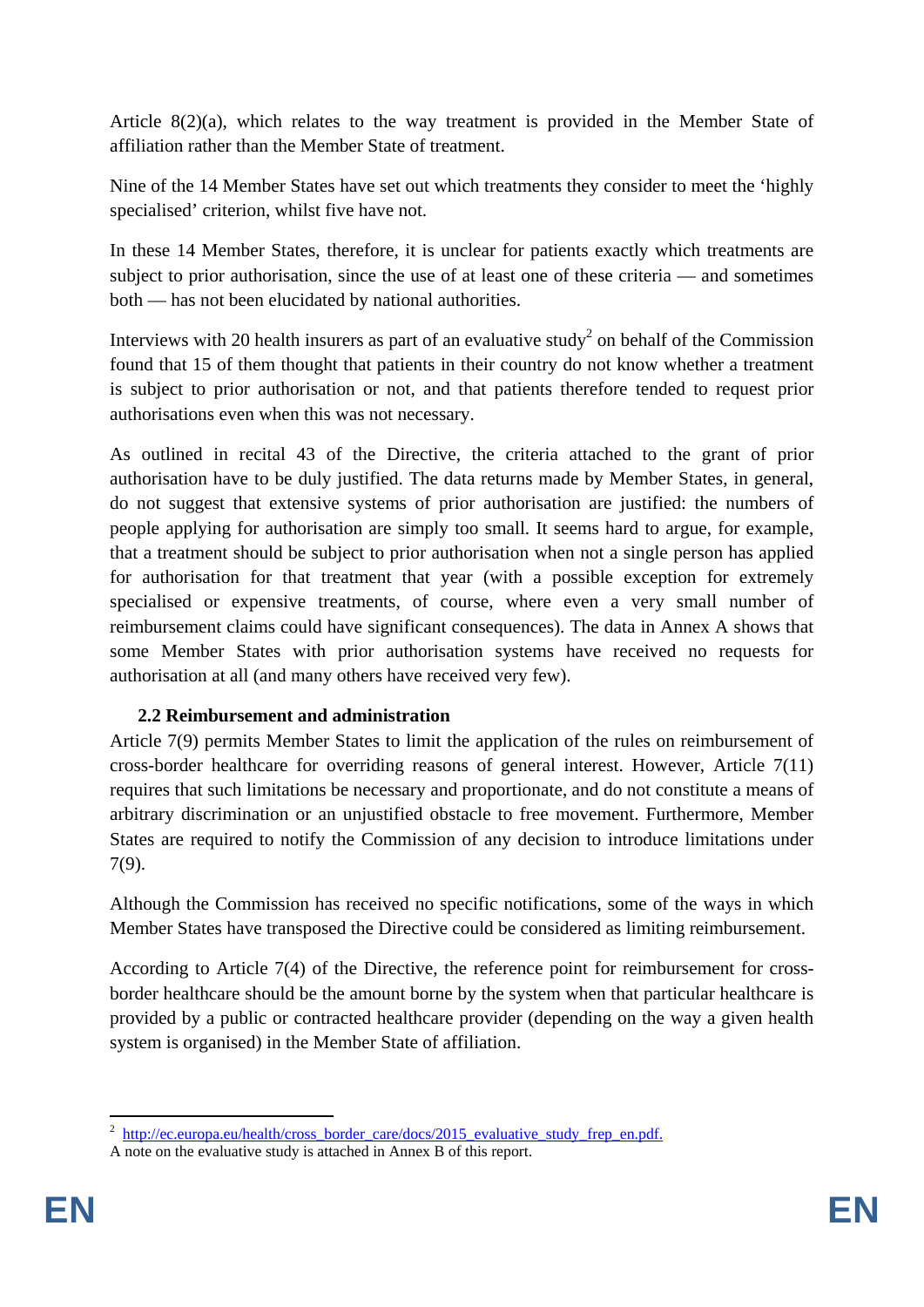Article 8(2)(a), which relates to the way treatment is provided in the Member State of affiliation rather than the Member State of treatment.

Nine of the 14 Member States have set out which treatments they consider to meet the ‘highly specialised’ criterion, whilst five have not.

In these 14 Member States, therefore, it is unclear for patients exactly which treatments are subject to prior authorisation, since the use of at least one of these criteria — and sometimes both — has not been elucidated by national authorities.

Interviews with 20 health insurers as part of an evaluative study[2] on behalf of the Commission found that 15 of them thought that patients in their country do not know whether a treatment is subject to prior authorisation or not, and that patients therefore tended to request prior authorisations even when this was not necessary.

As outlined in recital 43 of the Directive, the criteria attached to the grant of prior authorisation have to be duly justified. The data returns made by Member States, in general, do not suggest that extensive systems of prior authorisation are justified: the numbers of people applying for authorisation are simply too small. It seems hard to argue, for example, that a treatment should be subject to prior authorisation when not a single person has applied for authorisation for that treatment that year (with a possible exception for extremely specialised or expensive treatments, of course, where even a very small number of reimbursement claims could have significant consequences). The data in Annex A shows that some Member States with prior authorisation systems have received no requests for authorisation at all (and many others have received very few).

### 2.2 Reimbursement and administration

Article 7(9) permits Member States to limit the application of the rules on reimbursement of cross-border healthcare for overriding reasons of general interest. However, Article 7(11) requires that such limitations be necessary and proportionate, and do not constitute a means of arbitrary discrimination or an unjustified obstacle to free movement. Furthermore, Member States are required to notify the Commission of any decision to introduce limitations under 7(9).

Although the Commission has received no specific notifications, some of the ways in which Member States have transposed the Directive could be considered as limiting reimbursement.

According to Article 7(4) of the Directive, the reference point for reimbursement for cross-border healthcare should be the amount borne by the system when that particular healthcare is provided by a public or contracted healthcare provider (depending on the way a given health system is organised) in the Member State of affiliation.

---

[2] http://ec.europa.eu/health/cross_border_care/docs/2015_evaluative_study_frep_en.pdf.
A note on the evaluative study is attached in Annex B of this report.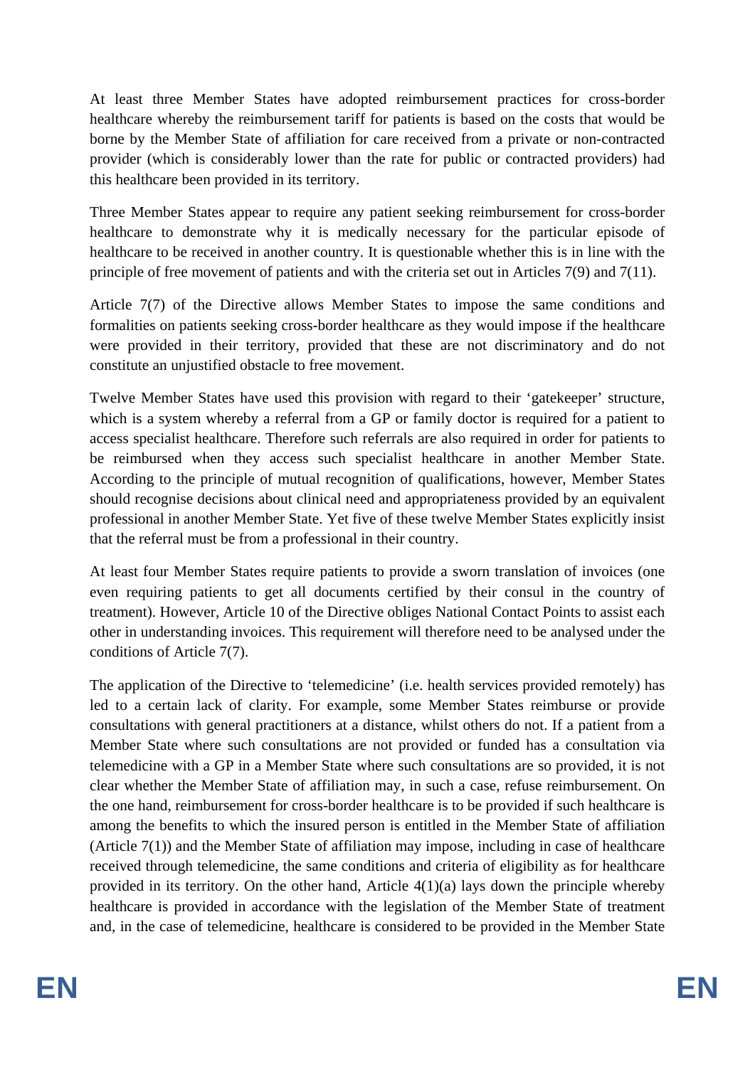At least three Member States have adopted reimbursement practices for cross-border healthcare whereby the reimbursement tariff for patients is based on the costs that would be borne by the Member State of affiliation for care received from a private or non-contracted provider (which is considerably lower than the rate for public or contracted providers) had this healthcare been provided in its territory.

Three Member States appear to require any patient seeking reimbursement for cross-border healthcare to demonstrate why it is medically necessary for the particular episode of healthcare to be received in another country. It is questionable whether this is in line with the principle of free movement of patients and with the criteria set out in Articles 7(9) and 7(11).

Article 7(7) of the Directive allows Member States to impose the same conditions and formalities on patients seeking cross-border healthcare as they would impose if the healthcare were provided in their territory, provided that these are not discriminatory and do not constitute an unjustified obstacle to free movement.

Twelve Member States have used this provision with regard to their 'gatekeeper' structure, which is a system whereby a referral from a GP or family doctor is required for a patient to access specialist healthcare. Therefore such referrals are also required in order for patients to be reimbursed when they access such specialist healthcare in another Member State. According to the principle of mutual recognition of qualifications, however, Member States should recognise decisions about clinical need and appropriateness provided by an equivalent professional in another Member State. Yet five of these twelve Member States explicitly insist that the referral must be from a professional in their country.

At least four Member States require patients to provide a sworn translation of invoices (one even requiring patients to get all documents certified by their consul in the country of treatment). However, Article 10 of the Directive obliges National Contact Points to assist each other in understanding invoices. This requirement will therefore need to be analysed under the conditions of Article 7(7).

The application of the Directive to 'telemedicine' (i.e. health services provided remotely) has led to a certain lack of clarity. For example, some Member States reimburse or provide consultations with general practitioners at a distance, whilst others do not. If a patient from a Member State where such consultations are not provided or funded has a consultation via telemedicine with a GP in a Member State where such consultations are so provided, it is not clear whether the Member State of affiliation may, in such a case, refuse reimbursement. On the one hand, reimbursement for cross-border healthcare is to be provided if such healthcare is among the benefits to which the insured person is entitled in the Member State of affiliation (Article 7(1)) and the Member State of affiliation may impose, including in case of healthcare received through telemedicine, the same conditions and criteria of eligibility as for healthcare provided in its territory. On the other hand, Article 4(1)(a) lays down the principle whereby healthcare is provided in accordance with the legislation of the Member State of treatment and, in the case of telemedicine, healthcare is considered to be provided in the Member State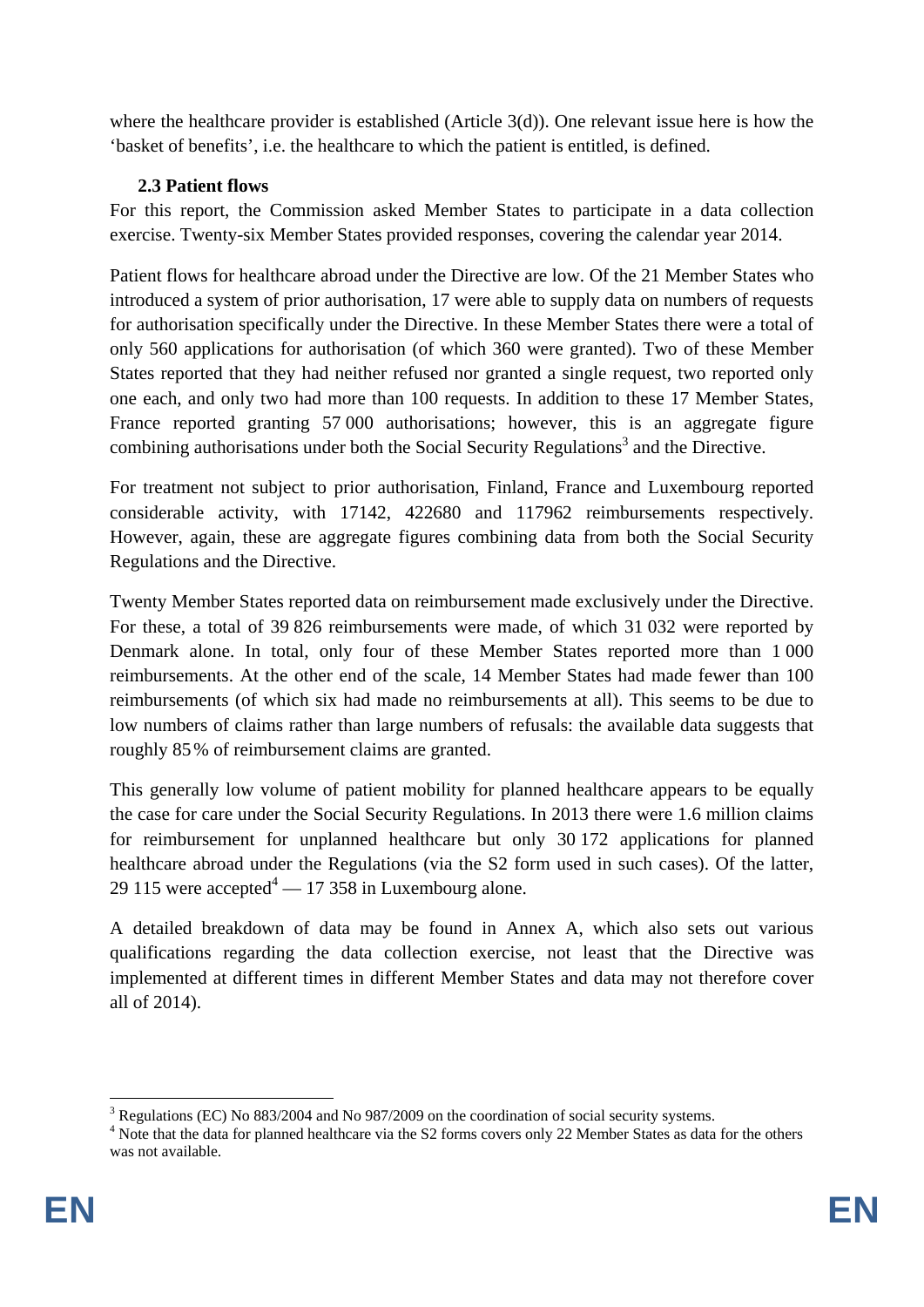where the healthcare provider is established (Article 3(d)). One relevant issue here is how the 'basket of benefits', i.e. the healthcare to which the patient is entitled, is defined.

### 2.3 Patient flows

For this report, the Commission asked Member States to participate in a data collection exercise. Twenty-six Member States provided responses, covering the calendar year 2014.

Patient flows for healthcare abroad under the Directive are low. Of the 21 Member States who introduced a system of prior authorisation, 17 were able to supply data on numbers of requests for authorisation specifically under the Directive. In these Member States there were a total of only 560 applications for authorisation (of which 360 were granted). Two of these Member States reported that they had neither refused nor granted a single request, two reported only one each, and only two had more than 100 requests. In addition to these 17 Member States, France reported granting 57 000 authorisations; however, this is an aggregate figure combining authorisations under both the Social Security Regulations[3] and the Directive.

For treatment not subject to prior authorisation, Finland, France and Luxembourg reported considerable activity, with 17142, 422680 and 117962 reimbursements respectively. However, again, these are aggregate figures combining data from both the Social Security Regulations and the Directive.

Twenty Member States reported data on reimbursement made exclusively under the Directive. For these, a total of 39 826 reimbursements were made, of which 31 032 were reported by Denmark alone. In total, only four of these Member States reported more than 1 000 reimbursements. At the other end of the scale, 14 Member States had made fewer than 100 reimbursements (of which six had made no reimbursements at all). This seems to be due to low numbers of claims rather than large numbers of refusals: the available data suggests that roughly 85 % of reimbursement claims are granted.

This generally low volume of patient mobility for planned healthcare appears to be equally the case for care under the Social Security Regulations. In 2013 there were 1.6 million claims for reimbursement for unplanned healthcare but only 30 172 applications for planned healthcare abroad under the Regulations (via the S2 form used in such cases). Of the latter, 29 115 were accepted[4] — 17 358 in Luxembourg alone.

A detailed breakdown of data may be found in Annex A, which also sets out various qualifications regarding the data collection exercise, not least that the Directive was implemented at different times in different Member States and data may not therefore cover all of 2014).

---

[3] Regulations (EC) No 883/2004 and No 987/2009 on the coordination of social security systems.

[4] Note that the data for planned healthcare via the S2 forms covers only 22 Member States as data for the others was not available.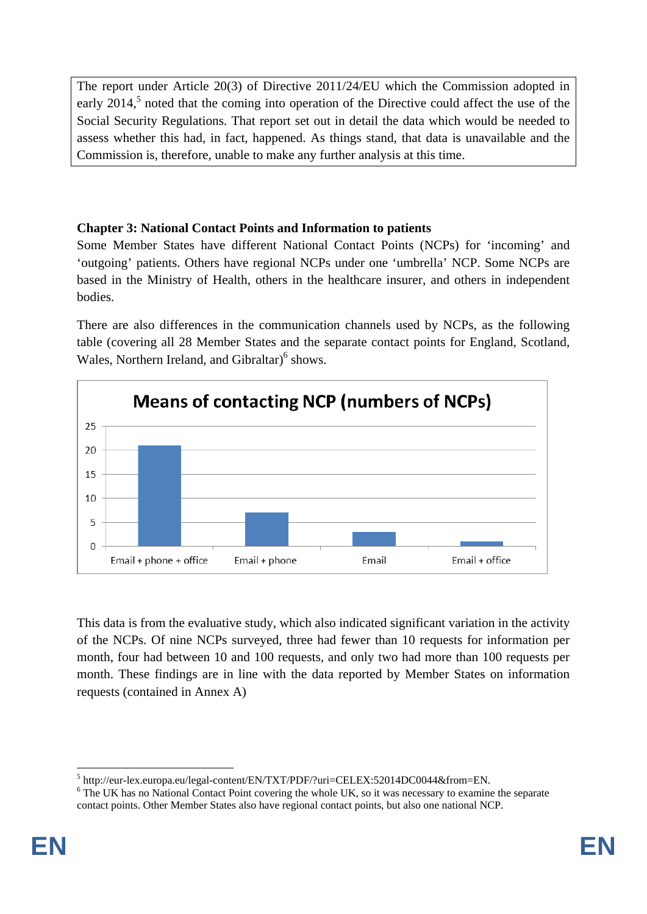The report under Article 20(3) of Directive 2011/24/EU which the Commission adopted in early 2014,[5] noted that the coming into operation of the Directive could affect the use of the Social Security Regulations. That report set out in detail the data which would be needed to assess whether this had, in fact, happened. As things stand, that data is unavailable and the Commission is, therefore, unable to make any further analysis at this time.

## Chapter 3: National Contact Points and Information to patients

Some Member States have different National Contact Points (NCPs) for 'incoming' and 'outgoing' patients. Others have regional NCPs under one 'umbrella' NCP. Some NCPs are based in the Ministry of Health, others in the healthcare insurer, and others in independent bodies.

There are also differences in the communication channels used by NCPs, as the following table (covering all 28 Member States and the separate contact points for England, Scotland, Wales, Northern Ireland, and Gibraltar)[6] shows.

**Means of contacting NCP (numbers of NCPs)**

| Means of contact | Number of NCPs |
|---|---|
| Email + phone + office | 21 |
| Email + phone | 7 |
| Email | 3 |
| Email + office | 1 |

This data is from the evaluative study, which also indicated significant variation in the activity of the NCPs. Of nine NCPs surveyed, three had fewer than 10 requests for information per month, four had between 10 and 100 requests, and only two had more than 100 requests per month. These findings are in line with the data reported by Member States on information requests (contained in Annex A)

---

[5] http://eur-lex.europa.eu/legal-content/EN/TXT/PDF/?uri=CELEX:52014DC0044&from=EN.

[6] The UK has no National Contact Point covering the whole UK, so it was necessary to examine the separate contact points. Other Member States also have regional contact points, but also one national NCP.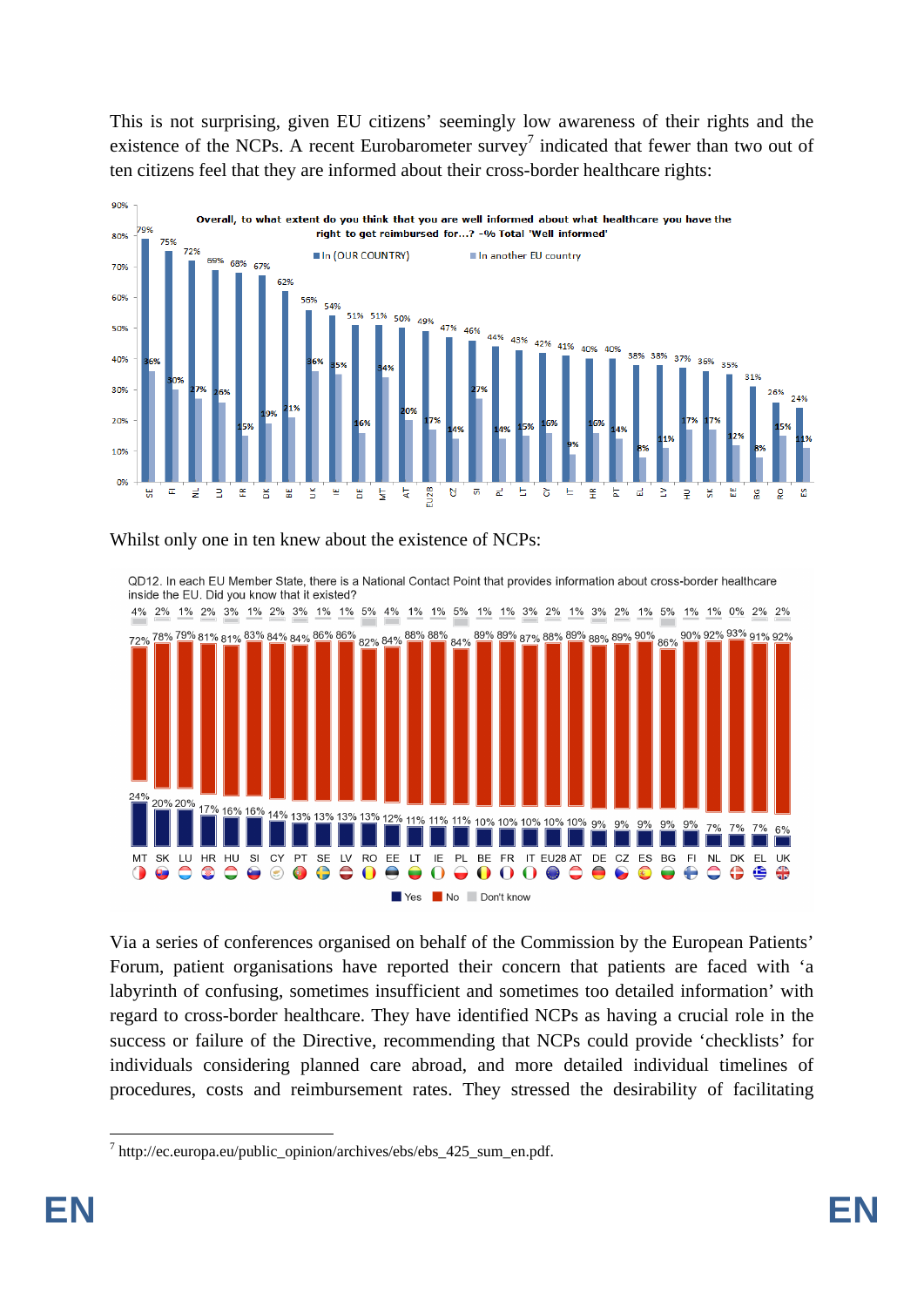This is not surprising, given EU citizens' seemingly low awareness of their rights and the existence of the NCPs. A recent Eurobarometer survey[7] indicated that fewer than two out of ten citizens feel that they are informed about their cross-border healthcare rights:

**Overall, to what extent do you think that you are well informed about what healthcare you have the right to get reimbursed for...? -% Total 'Well informed'**

| Country | In (OUR COUNTRY) | In another EU country |
|---|---|---|
| SE | 79% | 36% |
| FI | 75% | 30% |
| NL | 72% | 27% |
| LU | 69% | 26% |
| FR | 68% | 15% |
| DK | 67% | 19% |
| BE | 62% | 21% |
| UK | 56% | 36% |
| IE | 54% | 35% |
| DE | 51% | 16% |
| MT | 51% | 34% |
| AT | 50% | 20% |
| EU28 | 49% | 17% |
| CZ | 47% | 14% |
| SI | 46% | 27% |
| PL | 44% | 14% |
| LT | 43% | 15% |
| CY | 42% | 16% |
| IT | 41% | 9% |
| HR | 40% | 16% |
| PT | 40% | 14% |
| EL | 38% | 8% |
| LV | 38% | 11% |
| HU | 37% | 17% |
| SK | 36% | 17% |
| EE | 35% | 12% |
| BG | 31% | 8% |
| RO | 26% | 15% |
| ES | 24% | 11% |

Whilst only one in ten knew about the existence of NCPs:

**QD12. In each EU Member State, there is a National Contact Point that provides information about cross-border healthcare inside the EU. Did you know that it existed?**

| Country | Yes | No | Don't know |
|---|---|---|---|
| MT | 24% | 72% | 4% |
| SK | 20% | 78% | 2% |
| LU | 20% | 79% | 1% |
| HR | 17% | 81% | 2% |
| HU | 16% | 81% | 3% |
| SI | 16% | 83% | 1% |
| CY | 14% | 84% | 2% |
| PT | 13% | 84% | 3% |
| SE | 13% | 86% | 1% |
| LV | 13% | 86% | 1% |
| RO | 13% | 82% | 5% |
| EE | 12% | 84% | 4% |
| LT | 11% | 88% | 1% |
| IE | 11% | 88% | 1% |
| PL | 11% | 84% | 5% |
| BE | 10% | 89% | 1% |
| FR | 10% | 89% | 1% |
| IT | 10% | 87% | 3% |
| EU28 | 10% | 88% | 2% |
| AT | 10% | 89% | 1% |
| DE | 9% | 88% | 3% |
| CZ | 9% | 89% | 2% |
| ES | 9% | 90% | 1% |
| BG | 9% | 86% | 5% |
| FI | 9% | 90% | 1% |
| NL | 7% | 92% | 1% |
| DK | 7% | 93% | 0% |
| EL | 7% | 91% | 2% |
| UK | 6% | 92% | 2% |

Via a series of conferences organised on behalf of the Commission by the European Patients' Forum, patient organisations have reported their concern that patients are faced with 'a labyrinth of confusing, sometimes insufficient and sometimes too detailed information' with regard to cross-border healthcare. They have identified NCPs as having a crucial role in the success or failure of the Directive, recommending that NCPs could provide 'checklists' for individuals considering planned care abroad, and more detailed individual timelines of procedures, costs and reimbursement rates. They stressed the desirability of facilitating

[7] http://ec.europa.eu/public_opinion/archives/ebs/ebs_425_sum_en.pdf.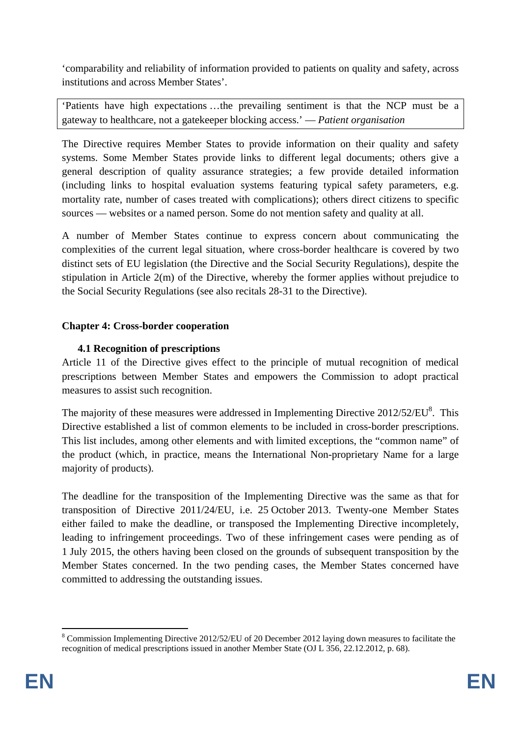'comparability and reliability of information provided to patients on quality and safety, across institutions and across Member States'.

> 'Patients have high expectations …the prevailing sentiment is that the NCP must be a gateway to healthcare, not a gatekeeper blocking access.' — *Patient organisation*

The Directive requires Member States to provide information on their quality and safety systems. Some Member States provide links to different legal documents; others give a general description of quality assurance strategies; a few provide detailed information (including links to hospital evaluation systems featuring typical safety parameters, e.g. mortality rate, number of cases treated with complications); others direct citizens to specific sources — websites or a named person. Some do not mention safety and quality at all.

A number of Member States continue to express concern about communicating the complexities of the current legal situation, where cross-border healthcare is covered by two distinct sets of EU legislation (the Directive and the Social Security Regulations), despite the stipulation in Article 2(m) of the Directive, whereby the former applies without prejudice to the Social Security Regulations (see also recitals 28-31 to the Directive).

## Chapter 4: Cross-border cooperation

### 4.1 Recognition of prescriptions

Article 11 of the Directive gives effect to the principle of mutual recognition of medical prescriptions between Member States and empowers the Commission to adopt practical measures to assist such recognition.

The majority of these measures were addressed in Implementing Directive 2012/52/EU[8]. This Directive established a list of common elements to be included in cross-border prescriptions. This list includes, among other elements and with limited exceptions, the "common name" of the product (which, in practice, means the International Non-proprietary Name for a large majority of products).

The deadline for the transposition of the Implementing Directive was the same as that for transposition of Directive 2011/24/EU, i.e. 25 October 2013. Twenty-one Member States either failed to make the deadline, or transposed the Implementing Directive incompletely, leading to infringement proceedings. Two of these infringement cases were pending as of 1 July 2015, the others having been closed on the grounds of subsequent transposition by the Member States concerned. In the two pending cases, the Member States concerned have committed to addressing the outstanding issues.

---

[8] Commission Implementing Directive 2012/52/EU of 20 December 2012 laying down measures to facilitate the recognition of medical prescriptions issued in another Member State (OJ L 356, 22.12.2012, p. 68).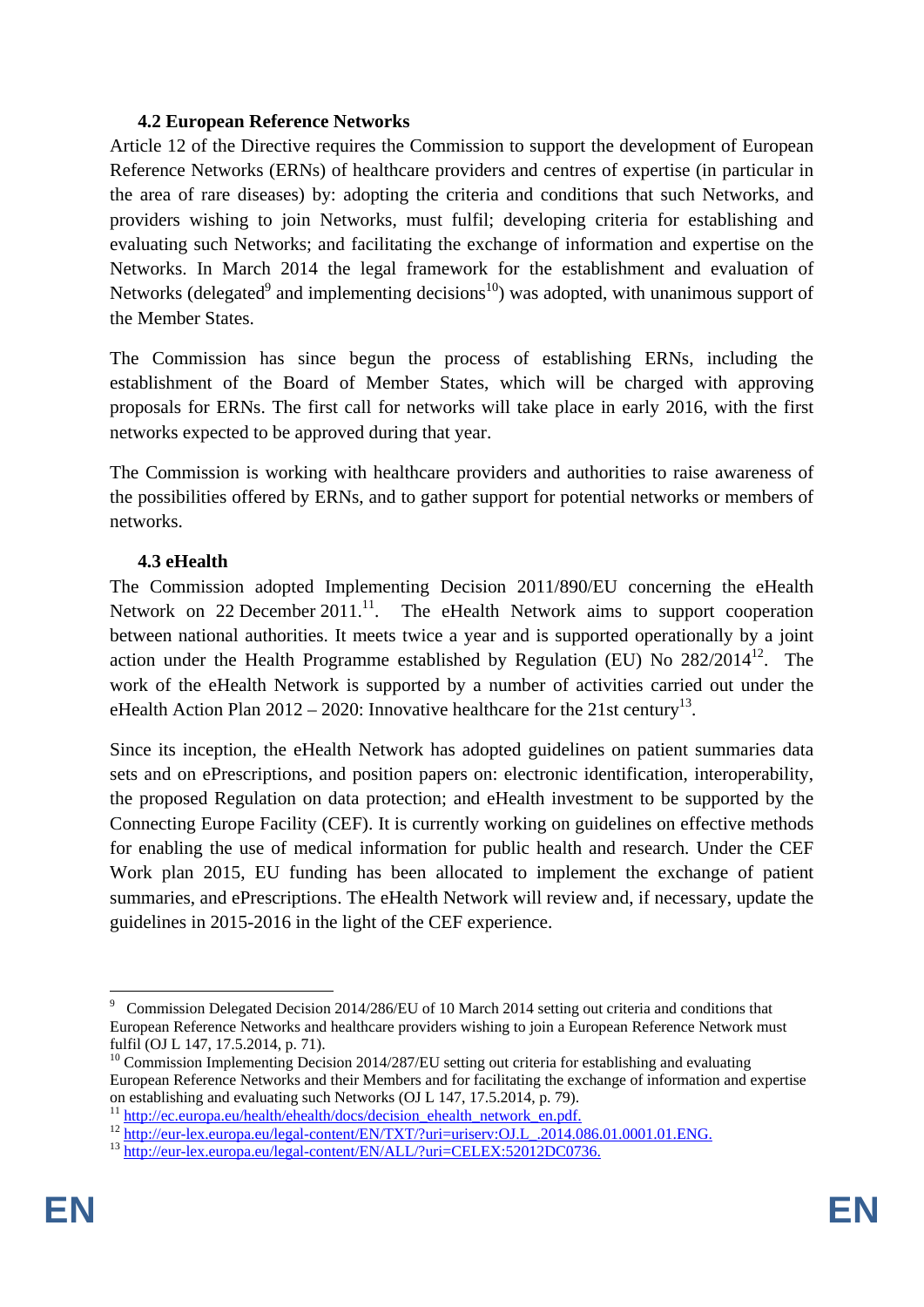### 4.2 European Reference Networks

Article 12 of the Directive requires the Commission to support the development of European Reference Networks (ERNs) of healthcare providers and centres of expertise (in particular in the area of rare diseases) by: adopting the criteria and conditions that such Networks, and providers wishing to join Networks, must fulfil; developing criteria for establishing and evaluating such Networks; and facilitating the exchange of information and expertise on the Networks. In March 2014 the legal framework for the establishment and evaluation of Networks (delegated[9] and implementing decisions[10]) was adopted, with unanimous support of the Member States.

The Commission has since begun the process of establishing ERNs, including the establishment of the Board of Member States, which will be charged with approving proposals for ERNs. The first call for networks will take place in early 2016, with the first networks expected to be approved during that year.

The Commission is working with healthcare providers and authorities to raise awareness of the possibilities offered by ERNs, and to gather support for potential networks or members of networks.

### 4.3 eHealth

The Commission adopted Implementing Decision 2011/890/EU concerning the eHealth Network on 22 December 2011.[11]. The eHealth Network aims to support cooperation between national authorities. It meets twice a year and is supported operationally by a joint action under the Health Programme established by Regulation (EU) No 282/2014[12]. The work of the eHealth Network is supported by a number of activities carried out under the eHealth Action Plan 2012 – 2020: Innovative healthcare for the 21st century[13].

Since its inception, the eHealth Network has adopted guidelines on patient summaries data sets and on ePrescriptions, and position papers on: electronic identification, interoperability, the proposed Regulation on data protection; and eHealth investment to be supported by the Connecting Europe Facility (CEF). It is currently working on guidelines on effective methods for enabling the use of medical information for public health and research. Under the CEF Work plan 2015, EU funding has been allocated to implement the exchange of patient summaries, and ePrescriptions. The eHealth Network will review and, if necessary, update the guidelines in 2015-2016 in the light of the CEF experience.

---

[9] Commission Delegated Decision 2014/286/EU of 10 March 2014 setting out criteria and conditions that European Reference Networks and healthcare providers wishing to join a European Reference Network must fulfil (OJ L 147, 17.5.2014, p. 71).

[10] Commission Implementing Decision 2014/287/EU setting out criteria for establishing and evaluating European Reference Networks and their Members and for facilitating the exchange of information and expertise on establishing and evaluating such Networks (OJ L 147, 17.5.2014, p. 79).

[11] http://ec.europa.eu/health/ehealth/docs/decision_ehealth_network_en.pdf.

[12] http://eur-lex.europa.eu/legal-content/EN/TXT/?uri=uriserv:OJ.L_.2014.086.01.0001.01.ENG.

[13] http://eur-lex.europa.eu/legal-content/EN/ALL/?uri=CELEX:52012DC0736.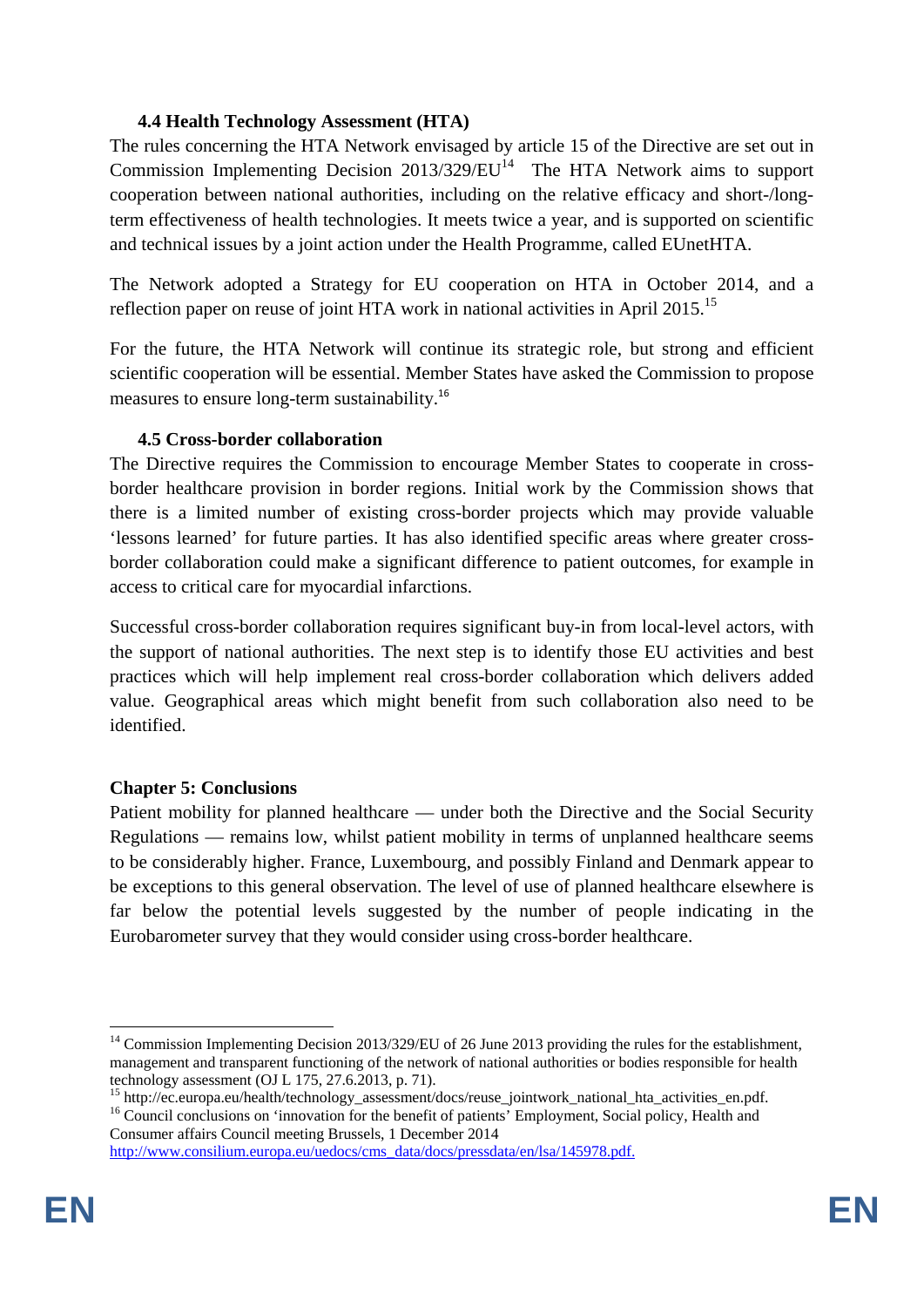### 4.4 Health Technology Assessment (HTA)

The rules concerning the HTA Network envisaged by article 15 of the Directive are set out in Commission Implementing Decision 2013/329/EU[14] The HTA Network aims to support cooperation between national authorities, including on the relative efficacy and short-/long-term effectiveness of health technologies. It meets twice a year, and is supported on scientific and technical issues by a joint action under the Health Programme, called EUnetHTA.

The Network adopted a Strategy for EU cooperation on HTA in October 2014, and a reflection paper on reuse of joint HTA work in national activities in April 2015.[15]

For the future, the HTA Network will continue its strategic role, but strong and efficient scientific cooperation will be essential. Member States have asked the Commission to propose measures to ensure long-term sustainability.[16]

### 4.5 Cross-border collaboration

The Directive requires the Commission to encourage Member States to cooperate in cross-border healthcare provision in border regions. Initial work by the Commission shows that there is a limited number of existing cross-border projects which may provide valuable 'lessons learned' for future parties. It has also identified specific areas where greater cross-border collaboration could make a significant difference to patient outcomes, for example in access to critical care for myocardial infarctions.

Successful cross-border collaboration requires significant buy-in from local-level actors, with the support of national authorities. The next step is to identify those EU activities and best practices which will help implement real cross-border collaboration which delivers added value. Geographical areas which might benefit from such collaboration also need to be identified.

## Chapter 5: Conclusions

Patient mobility for planned healthcare — under both the Directive and the Social Security Regulations — remains low, whilst patient mobility in terms of unplanned healthcare seems to be considerably higher. France, Luxembourg, and possibly Finland and Denmark appear to be exceptions to this general observation. The level of use of planned healthcare elsewhere is far below the potential levels suggested by the number of people indicating in the Eurobarometer survey that they would consider using cross-border healthcare.

---

[14] Commission Implementing Decision 2013/329/EU of 26 June 2013 providing the rules for the establishment, management and transparent functioning of the network of national authorities or bodies responsible for health technology assessment (OJ L 175, 27.6.2013, p. 71).

[15] http://ec.europa.eu/health/technology_assessment/docs/reuse_jointwork_national_hta_activities_en.pdf.

[16] Council conclusions on 'innovation for the benefit of patients' Employment, Social policy, Health and Consumer affairs Council meeting Brussels, 1 December 2014 http://www.consilium.europa.eu/uedocs/cms_data/docs/pressdata/en/lsa/145978.pdf.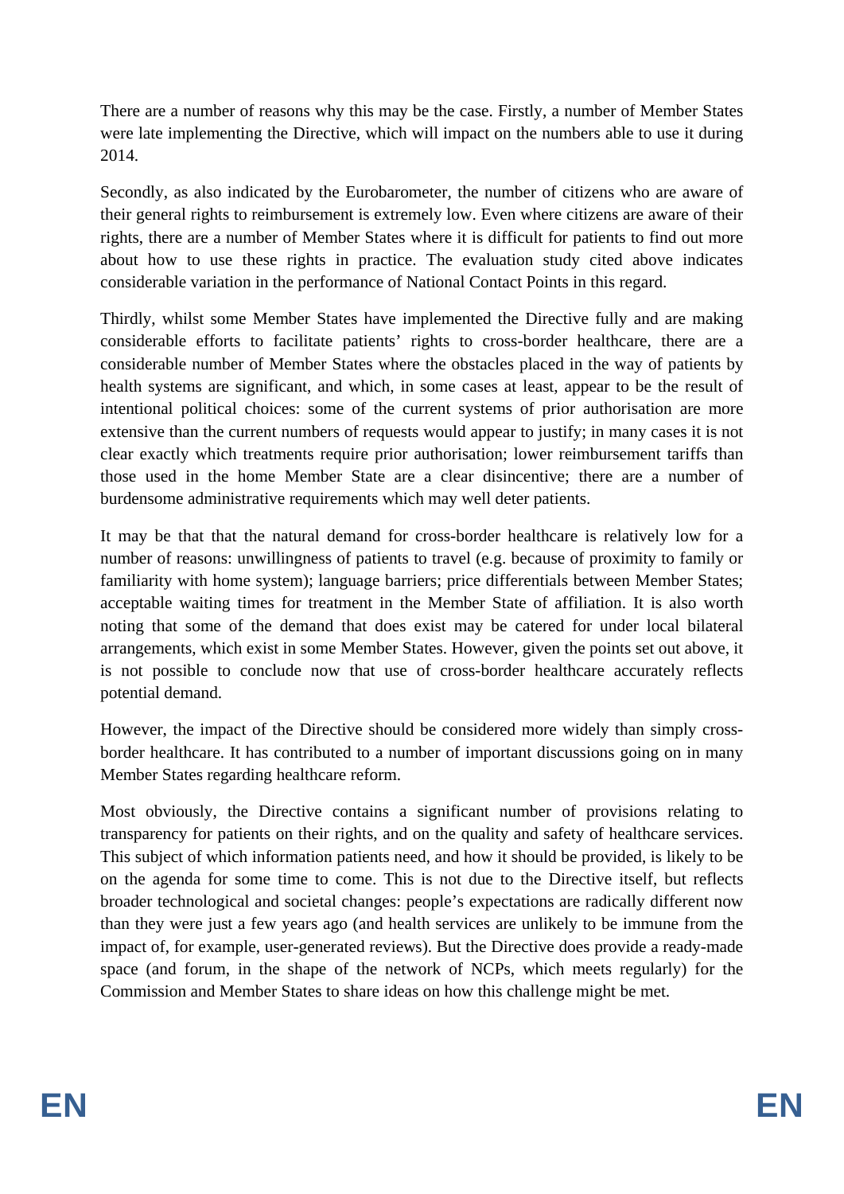There are a number of reasons why this may be the case. Firstly, a number of Member States were late implementing the Directive, which will impact on the numbers able to use it during 2014.

Secondly, as also indicated by the Eurobarometer, the number of citizens who are aware of their general rights to reimbursement is extremely low. Even where citizens are aware of their rights, there are a number of Member States where it is difficult for patients to find out more about how to use these rights in practice. The evaluation study cited above indicates considerable variation in the performance of National Contact Points in this regard.

Thirdly, whilst some Member States have implemented the Directive fully and are making considerable efforts to facilitate patients' rights to cross-border healthcare, there are a considerable number of Member States where the obstacles placed in the way of patients by health systems are significant, and which, in some cases at least, appear to be the result of intentional political choices: some of the current systems of prior authorisation are more extensive than the current numbers of requests would appear to justify; in many cases it is not clear exactly which treatments require prior authorisation; lower reimbursement tariffs than those used in the home Member State are a clear disincentive; there are a number of burdensome administrative requirements which may well deter patients.

It may be that that the natural demand for cross-border healthcare is relatively low for a number of reasons: unwillingness of patients to travel (e.g. because of proximity to family or familiarity with home system); language barriers; price differentials between Member States; acceptable waiting times for treatment in the Member State of affiliation. It is also worth noting that some of the demand that does exist may be catered for under local bilateral arrangements, which exist in some Member States. However, given the points set out above, it is not possible to conclude now that use of cross-border healthcare accurately reflects potential demand.

However, the impact of the Directive should be considered more widely than simply cross-border healthcare. It has contributed to a number of important discussions going on in many Member States regarding healthcare reform.

Most obviously, the Directive contains a significant number of provisions relating to transparency for patients on their rights, and on the quality and safety of healthcare services. This subject of which information patients need, and how it should be provided, is likely to be on the agenda for some time to come. This is not due to the Directive itself, but reflects broader technological and societal changes: people's expectations are radically different now than they were just a few years ago (and health services are unlikely to be immune from the impact of, for example, user-generated reviews). But the Directive does provide a ready-made space (and forum, in the shape of the network of NCPs, which meets regularly) for the Commission and Member States to share ideas on how this challenge might be met.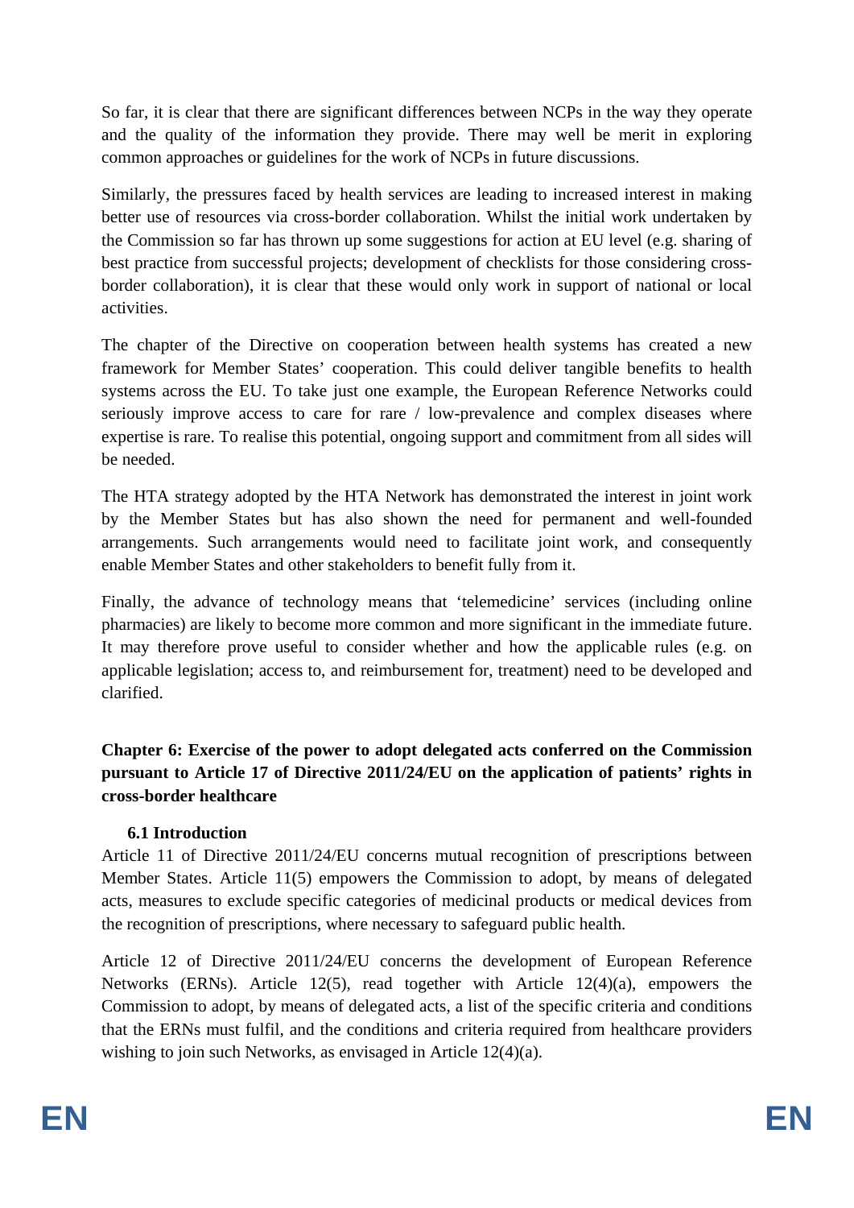So far, it is clear that there are significant differences between NCPs in the way they operate and the quality of the information they provide. There may well be merit in exploring common approaches or guidelines for the work of NCPs in future discussions.

Similarly, the pressures faced by health services are leading to increased interest in making better use of resources via cross-border collaboration. Whilst the initial work undertaken by the Commission so far has thrown up some suggestions for action at EU level (e.g. sharing of best practice from successful projects; development of checklists for those considering cross-border collaboration), it is clear that these would only work in support of national or local activities.

The chapter of the Directive on cooperation between health systems has created a new framework for Member States' cooperation. This could deliver tangible benefits to health systems across the EU. To take just one example, the European Reference Networks could seriously improve access to care for rare / low-prevalence and complex diseases where expertise is rare. To realise this potential, ongoing support and commitment from all sides will be needed.

The HTA strategy adopted by the HTA Network has demonstrated the interest in joint work by the Member States but has also shown the need for permanent and well-founded arrangements. Such arrangements would need to facilitate joint work, and consequently enable Member States and other stakeholders to benefit fully from it.

Finally, the advance of technology means that 'telemedicine' services (including online pharmacies) are likely to become more common and more significant in the immediate future. It may therefore prove useful to consider whether and how the applicable rules (e.g. on applicable legislation; access to, and reimbursement for, treatment) need to be developed and clarified.

## Chapter 6: Exercise of the power to adopt delegated acts conferred on the Commission pursuant to Article 17 of Directive 2011/24/EU on the application of patients' rights in cross-border healthcare

### 6.1 Introduction

Article 11 of Directive 2011/24/EU concerns mutual recognition of prescriptions between Member States. Article 11(5) empowers the Commission to adopt, by means of delegated acts, measures to exclude specific categories of medicinal products or medical devices from the recognition of prescriptions, where necessary to safeguard public health.

Article 12 of Directive 2011/24/EU concerns the development of European Reference Networks (ERNs). Article 12(5), read together with Article 12(4)(a), empowers the Commission to adopt, by means of delegated acts, a list of the specific criteria and conditions that the ERNs must fulfil, and the conditions and criteria required from healthcare providers wishing to join such Networks, as envisaged in Article 12(4)(a).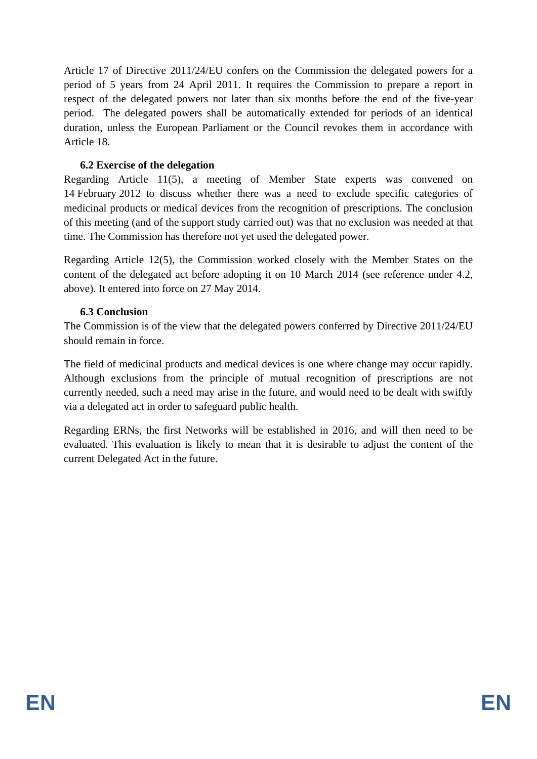Article 17 of Directive 2011/24/EU confers on the Commission the delegated powers for a period of 5 years from 24 April 2011. It requires the Commission to prepare a report in respect of the delegated powers not later than six months before the end of the five-year period. The delegated powers shall be automatically extended for periods of an identical duration, unless the European Parliament or the Council revokes them in accordance with Article 18.

### 6.2 Exercise of the delegation

Regarding Article 11(5), a meeting of Member State experts was convened on 14 February 2012 to discuss whether there was a need to exclude specific categories of medicinal products or medical devices from the recognition of prescriptions. The conclusion of this meeting (and of the support study carried out) was that no exclusion was needed at that time. The Commission has therefore not yet used the delegated power.

Regarding Article 12(5), the Commission worked closely with the Member States on the content of the delegated act before adopting it on 10 March 2014 (see reference under 4.2, above). It entered into force on 27 May 2014.

### 6.3 Conclusion

The Commission is of the view that the delegated powers conferred by Directive 2011/24/EU should remain in force.

The field of medicinal products and medical devices is one where change may occur rapidly. Although exclusions from the principle of mutual recognition of prescriptions are not currently needed, such a need may arise in the future, and would need to be dealt with swiftly via a delegated act in order to safeguard public health.

Regarding ERNs, the first Networks will be established in 2016, and will then need to be evaluated. This evaluation is likely to mean that it is desirable to adjust the content of the current Delegated Act in the future.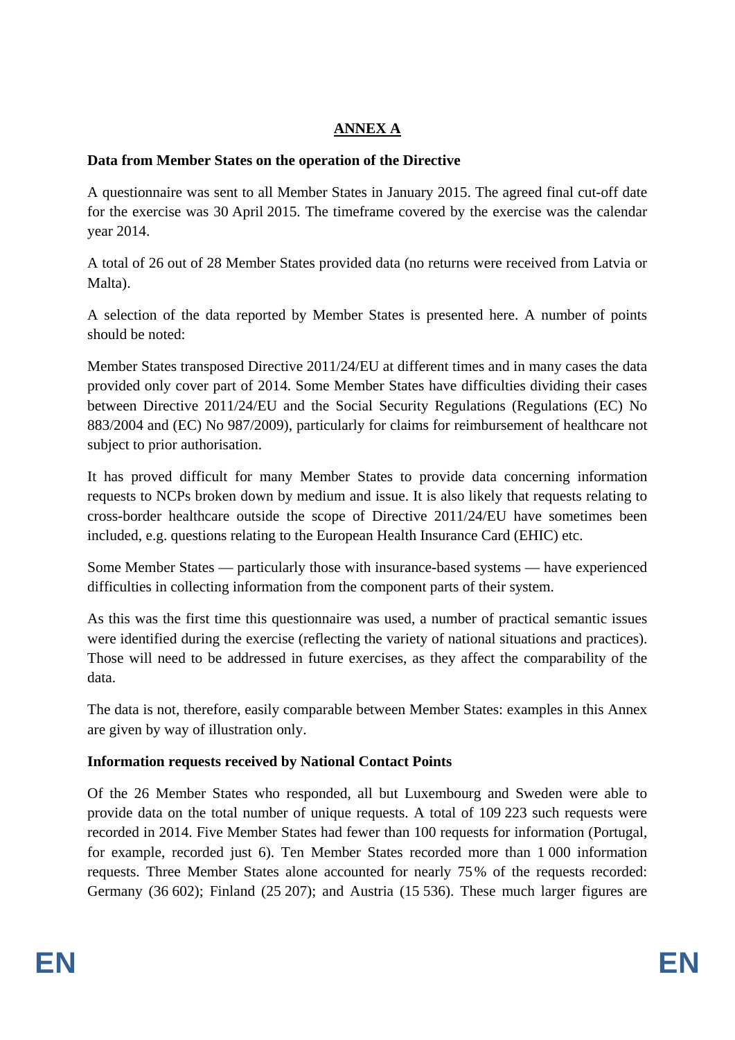# ANNEX A

**Data from Member States on the operation of the Directive**

A questionnaire was sent to all Member States in January 2015. The agreed final cut-off date for the exercise was 30 April 2015. The timeframe covered by the exercise was the calendar year 2014.

A total of 26 out of 28 Member States provided data (no returns were received from Latvia or Malta).

A selection of the data reported by Member States is presented here. A number of points should be noted:

Member States transposed Directive 2011/24/EU at different times and in many cases the data provided only cover part of 2014. Some Member States have difficulties dividing their cases between Directive 2011/24/EU and the Social Security Regulations (Regulations (EC) No 883/2004 and (EC) No 987/2009), particularly for claims for reimbursement of healthcare not subject to prior authorisation.

It has proved difficult for many Member States to provide data concerning information requests to NCPs broken down by medium and issue. It is also likely that requests relating to cross-border healthcare outside the scope of Directive 2011/24/EU have sometimes been included, e.g. questions relating to the European Health Insurance Card (EHIC) etc.

Some Member States — particularly those with insurance-based systems — have experienced difficulties in collecting information from the component parts of their system.

As this was the first time this questionnaire was used, a number of practical semantic issues were identified during the exercise (reflecting the variety of national situations and practices). Those will need to be addressed in future exercises, as they affect the comparability of the data.

The data is not, therefore, easily comparable between Member States: examples in this Annex are given by way of illustration only.

**Information requests received by National Contact Points**

Of the 26 Member States who responded, all but Luxembourg and Sweden were able to provide data on the total number of unique requests. A total of 109 223 such requests were recorded in 2014. Five Member States had fewer than 100 requests for information (Portugal, for example, recorded just 6). Ten Member States recorded more than 1 000 information requests. Three Member States alone accounted for nearly 75 % of the requests recorded: Germany (36 602); Finland (25 207); and Austria (15 536). These much larger figures are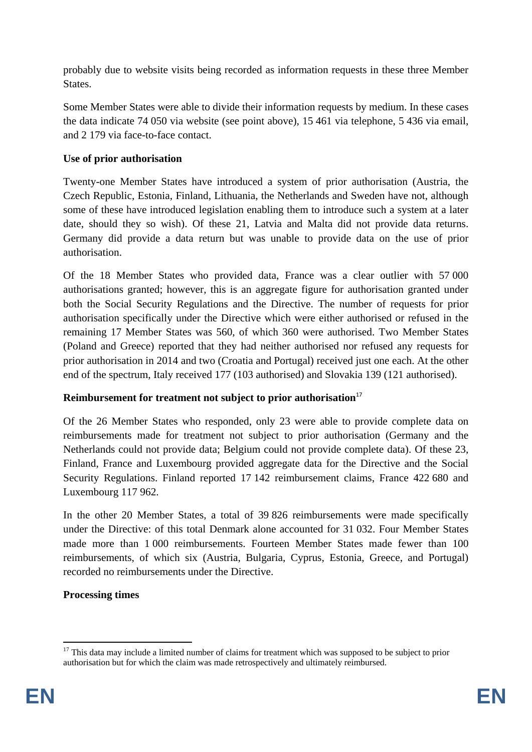probably due to website visits being recorded as information requests in these three Member States.

Some Member States were able to divide their information requests by medium. In these cases the data indicate 74 050 via website (see point above), 15 461 via telephone, 5 436 via email, and 2 179 via face-to-face contact.

**Use of prior authorisation**

Twenty-one Member States have introduced a system of prior authorisation (Austria, the Czech Republic, Estonia, Finland, Lithuania, the Netherlands and Sweden have not, although some of these have introduced legislation enabling them to introduce such a system at a later date, should they so wish). Of these 21, Latvia and Malta did not provide data returns. Germany did provide a data return but was unable to provide data on the use of prior authorisation.

Of the 18 Member States who provided data, France was a clear outlier with 57 000 authorisations granted; however, this is an aggregate figure for authorisation granted under both the Social Security Regulations and the Directive. The number of requests for prior authorisation specifically under the Directive which were either authorised or refused in the remaining 17 Member States was 560, of which 360 were authorised. Two Member States (Poland and Greece) reported that they had neither authorised nor refused any requests for prior authorisation in 2014 and two (Croatia and Portugal) received just one each. At the other end of the spectrum, Italy received 177 (103 authorised) and Slovakia 139 (121 authorised).

**Reimbursement for treatment not subject to prior authorisation**[17]

Of the 26 Member States who responded, only 23 were able to provide complete data on reimbursements made for treatment not subject to prior authorisation (Germany and the Netherlands could not provide data; Belgium could not provide complete data). Of these 23, Finland, France and Luxembourg provided aggregate data for the Directive and the Social Security Regulations. Finland reported 17 142 reimbursement claims, France 422 680 and Luxembourg 117 962.

In the other 20 Member States, a total of 39 826 reimbursements were made specifically under the Directive: of this total Denmark alone accounted for 31 032. Four Member States made more than 1 000 reimbursements. Fourteen Member States made fewer than 100 reimbursements, of which six (Austria, Bulgaria, Cyprus, Estonia, Greece, and Portugal) recorded no reimbursements under the Directive.

**Processing times**

---

[17] This data may include a limited number of claims for treatment which was supposed to be subject to prior authorisation but for which the claim was made retrospectively and ultimately reimbursed.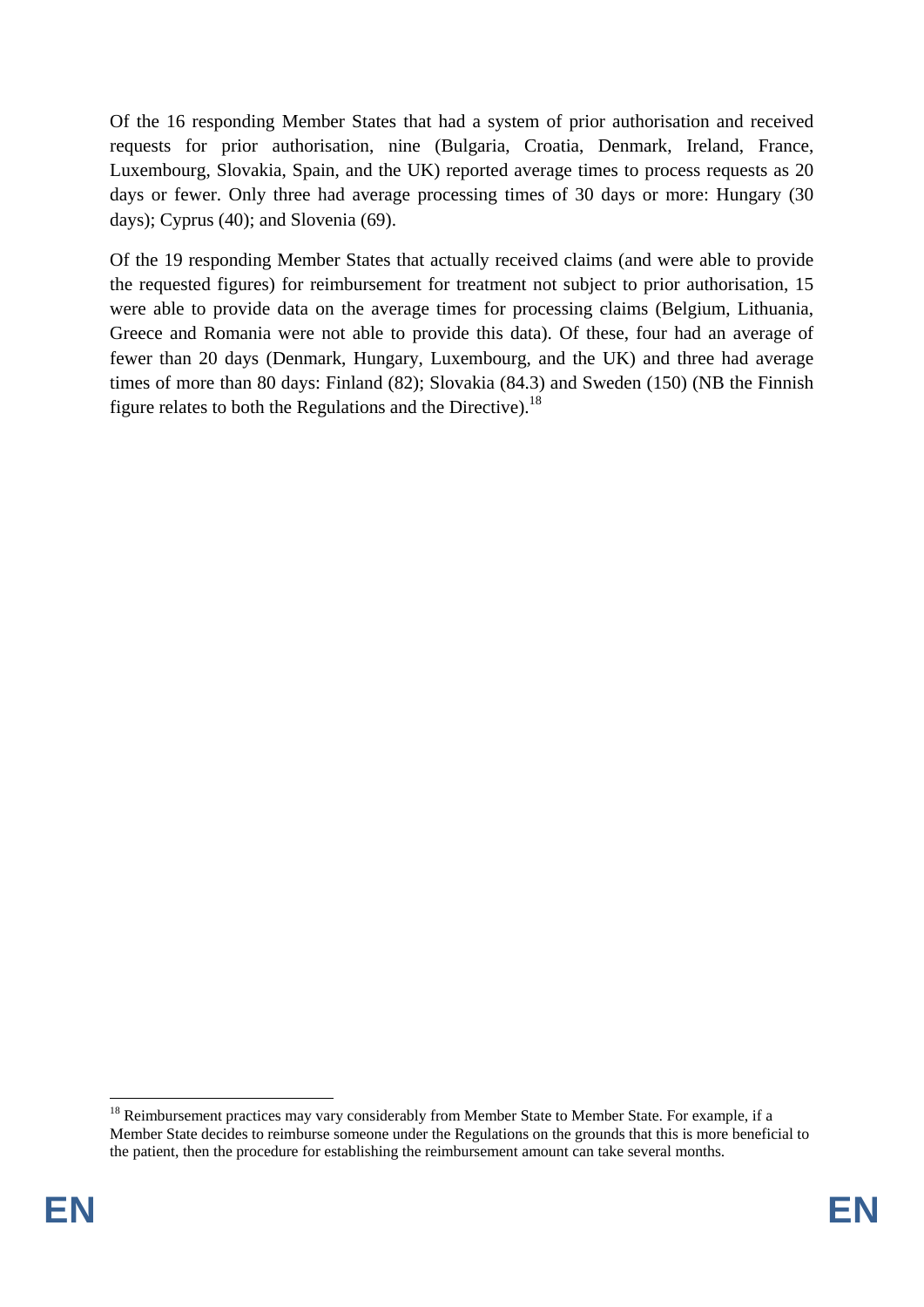Of the 16 responding Member States that had a system of prior authorisation and received requests for prior authorisation, nine (Bulgaria, Croatia, Denmark, Ireland, France, Luxembourg, Slovakia, Spain, and the UK) reported average times to process requests as 20 days or fewer. Only three had average processing times of 30 days or more: Hungary (30 days); Cyprus (40); and Slovenia (69).

Of the 19 responding Member States that actually received claims (and were able to provide the requested figures) for reimbursement for treatment not subject to prior authorisation, 15 were able to provide data on the average times for processing claims (Belgium, Lithuania, Greece and Romania were not able to provide this data). Of these, four had an average of fewer than 20 days (Denmark, Hungary, Luxembourg, and the UK) and three had average times of more than 80 days: Finland (82); Slovakia (84.3) and Sweden (150) (NB the Finnish figure relates to both the Regulations and the Directive).[18]

[18] Reimbursement practices may vary considerably from Member State to Member State. For example, if a Member State decides to reimburse someone under the Regulations on the grounds that this is more beneficial to the patient, then the procedure for establishing the reimbursement amount can take several months.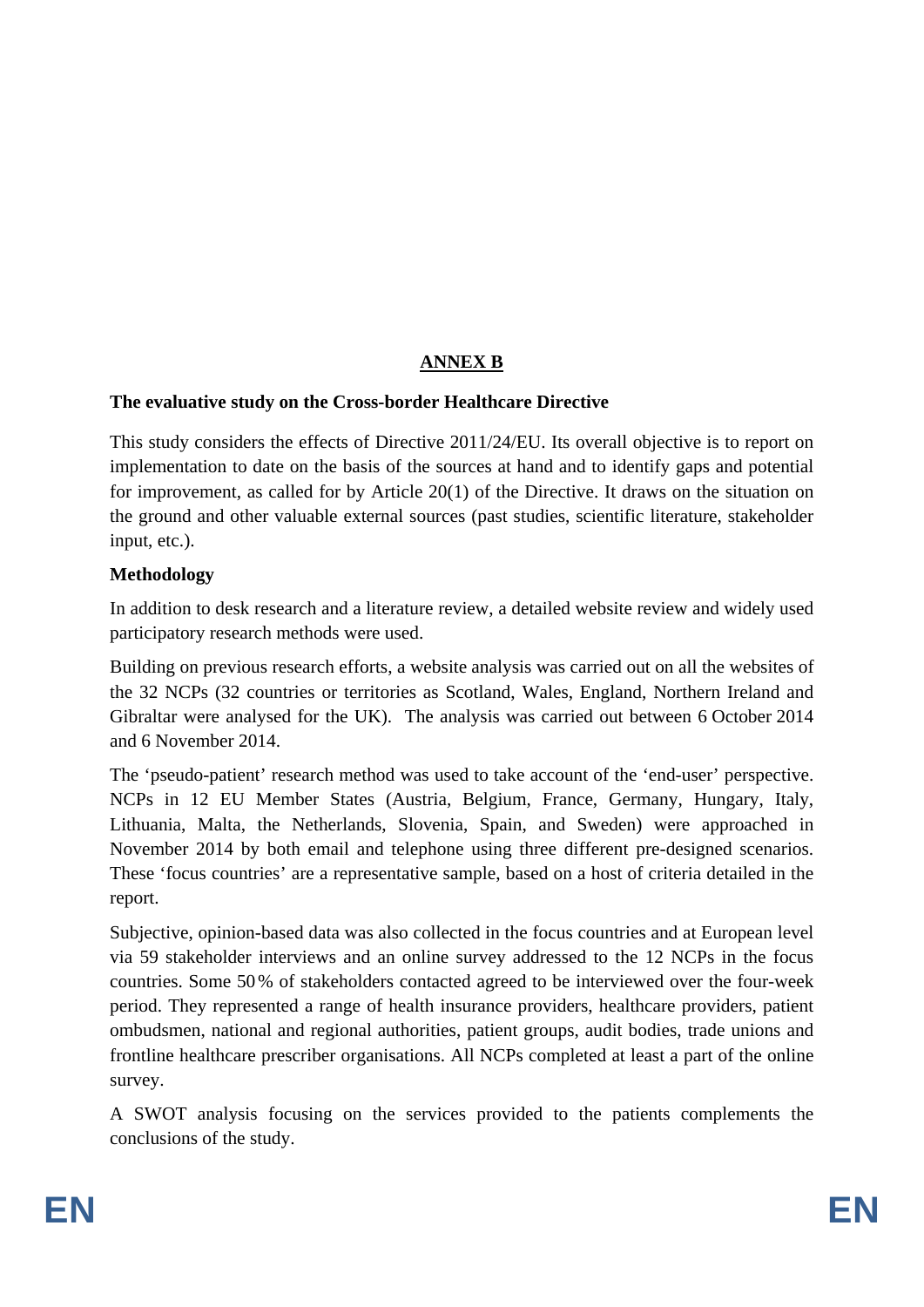# ANNEX B

**The evaluative study on the Cross-border Healthcare Directive**

This study considers the effects of Directive 2011/24/EU. Its overall objective is to report on implementation to date on the basis of the sources at hand and to identify gaps and potential for improvement, as called for by Article 20(1) of the Directive. It draws on the situation on the ground and other valuable external sources (past studies, scientific literature, stakeholder input, etc.).

**Methodology**

In addition to desk research and a literature review, a detailed website review and widely used participatory research methods were used.

Building on previous research efforts, a website analysis was carried out on all the websites of the 32 NCPs (32 countries or territories as Scotland, Wales, England, Northern Ireland and Gibraltar were analysed for the UK). The analysis was carried out between 6 October 2014 and 6 November 2014.

The 'pseudo-patient' research method was used to take account of the 'end-user' perspective. NCPs in 12 EU Member States (Austria, Belgium, France, Germany, Hungary, Italy, Lithuania, Malta, the Netherlands, Slovenia, Spain, and Sweden) were approached in November 2014 by both email and telephone using three different pre-designed scenarios. These 'focus countries' are a representative sample, based on a host of criteria detailed in the report.

Subjective, opinion-based data was also collected in the focus countries and at European level via 59 stakeholder interviews and an online survey addressed to the 12 NCPs in the focus countries. Some 50 % of stakeholders contacted agreed to be interviewed over the four-week period. They represented a range of health insurance providers, healthcare providers, patient ombudsmen, national and regional authorities, patient groups, audit bodies, trade unions and frontline healthcare prescriber organisations. All NCPs completed at least a part of the online survey.

A SWOT analysis focusing on the services provided to the patients complements the conclusions of the study.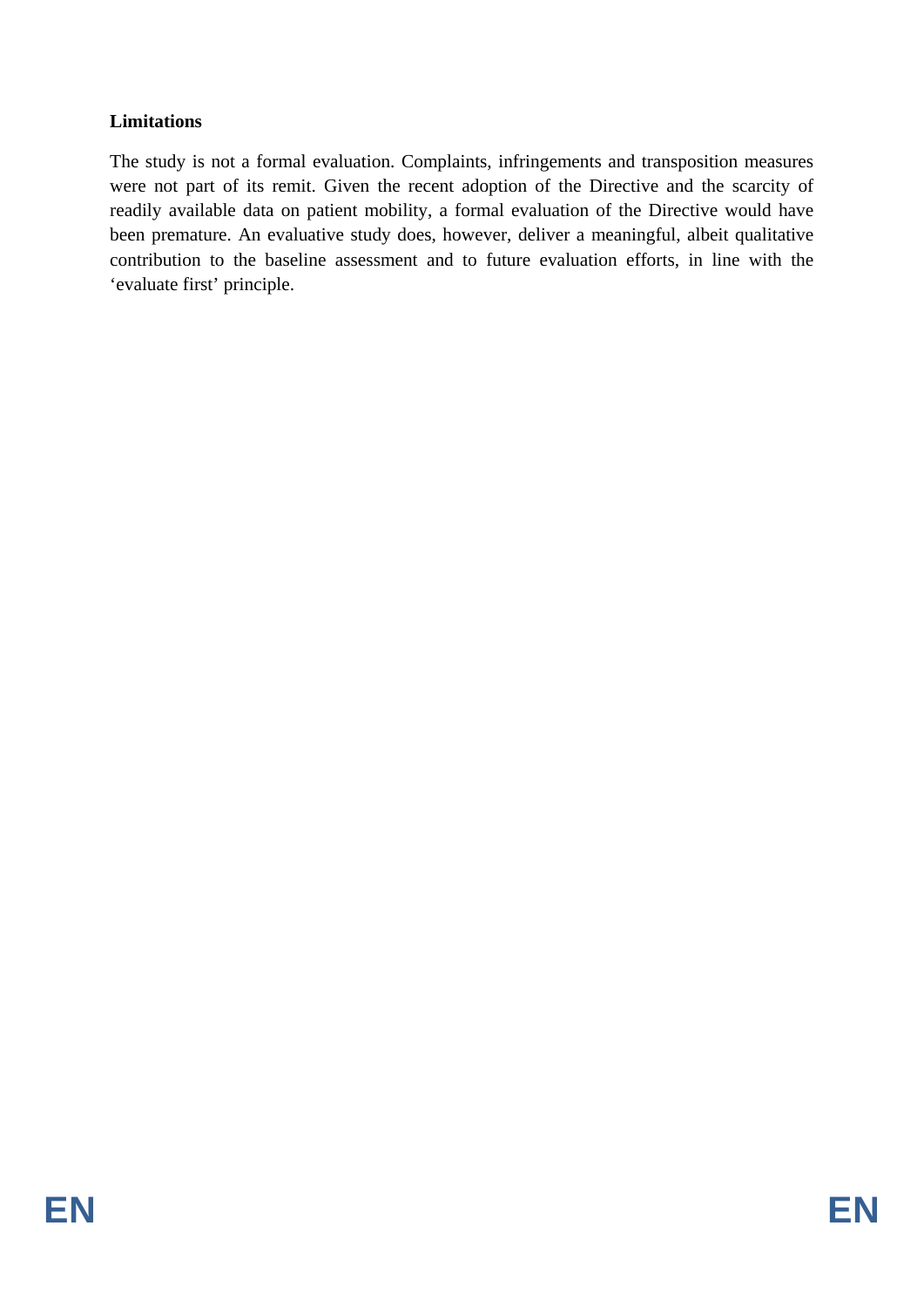**Limitations**

The study is not a formal evaluation. Complaints, infringements and transposition measures were not part of its remit. Given the recent adoption of the Directive and the scarcity of readily available data on patient mobility, a formal evaluation of the Directive would have been premature. An evaluative study does, however, deliver a meaningful, albeit qualitative contribution to the baseline assessment and to future evaluation efforts, in line with the 'evaluate first' principle.